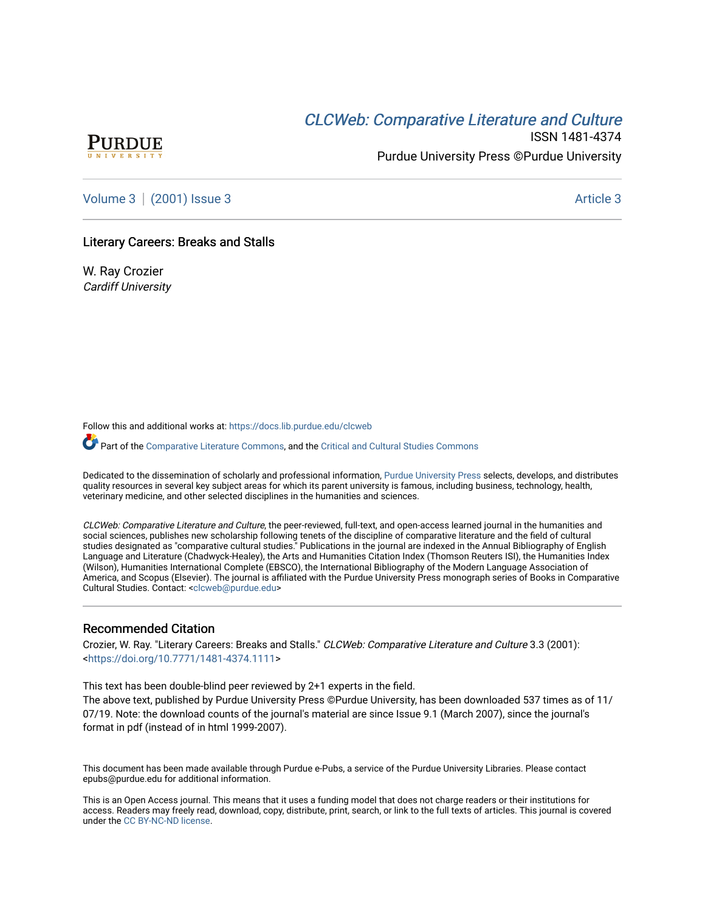PURDUE
UNIVERSITY

[CLCWeb: Comparative Literature and Culture](https://docs.lib.purdue.edu/clcweb)

ISSN 1481-4374

Purdue University Press ©Purdue University

Volume 3 | (2001) Issue 3 Article 3

# Literary Careers: Breaks and Stalls

W. Ray Crozier
*Cardiff University*

Follow this and additional works at: https://docs.lib.purdue.edu/clcweb

Part of the Comparative Literature Commons, and the Critical and Cultural Studies Commons

Dedicated to the dissemination of scholarly and professional information, Purdue University Press selects, develops, and distributes quality resources in several key subject areas for which its parent university is famous, including business, technology, health, veterinary medicine, and other selected disciplines in the humanities and sciences.

*CLCWeb: Comparative Literature and Culture*, the peer-reviewed, full-text, and open-access learned journal in the humanities and social sciences, publishes new scholarship following tenets of the discipline of comparative literature and the field of cultural studies designated as "comparative cultural studies." Publications in the journal are indexed in the Annual Bibliography of English Language and Literature (Chadwyck-Healey), the Arts and Humanities Citation Index (Thomson Reuters ISI), the Humanities Index (Wilson), Humanities International Complete (EBSCO), the International Bibliography of the Modern Language Association of America, and Scopus (Elsevier). The journal is affiliated with the Purdue University Press monograph series of Books in Comparative Cultural Studies. Contact: <clcweb@purdue.edu>

## Recommended Citation

Crozier, W. Ray. "Literary Careers: Breaks and Stalls." *CLCWeb: Comparative Literature and Culture* 3.3 (2001): <https://doi.org/10.7771/1481-4374.1111>

This text has been double-blind peer reviewed by 2+1 experts in the field.
The above text, published by Purdue University Press ©Purdue University, has been downloaded 537 times as of 11/07/19. Note: the download counts of the journal's material are since Issue 9.1 (March 2007), since the journal's format in pdf (instead of in html 1999-2007).

This document has been made available through Purdue e-Pubs, a service of the Purdue University Libraries. Please contact epubs@purdue.edu for additional information.

This is an Open Access journal. This means that it uses a funding model that does not charge readers or their institutions for access. Readers may freely read, download, copy, distribute, print, search, or link to the full texts of articles. This journal is covered under the CC BY-NC-ND license.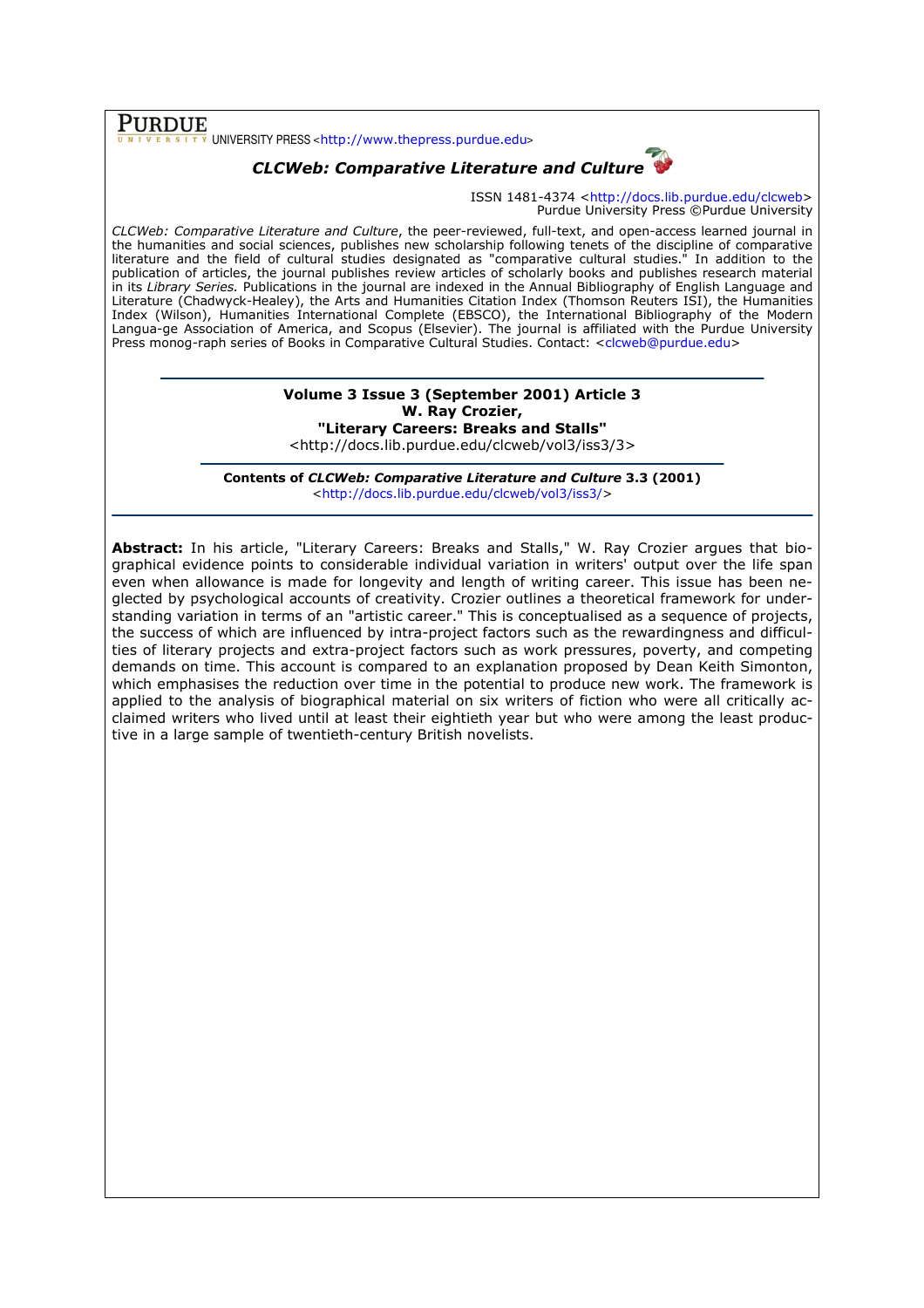**PURDUE** UNIVERSITY PRESS <http://www.thepress.purdue.edu>

***CLCWeb: Comparative Literature and Culture***

ISSN 1481-4374 <http://docs.lib.purdue.edu/clcweb>
Purdue University Press ©Purdue University

*CLCWeb: Comparative Literature and Culture*, the peer-reviewed, full-text, and open-access learned journal in the humanities and social sciences, publishes new scholarship following tenets of the discipline of comparative literature and the field of cultural studies designated as "comparative cultural studies." In addition to the publication of articles, the journal publishes review articles of scholarly books and publishes research material in its *Library Series.* Publications in the journal are indexed in the Annual Bibliography of English Language and Literature (Chadwyck-Healey), the Arts and Humanities Citation Index (Thomson Reuters ISI), the Humanities Index (Wilson), Humanities International Complete (EBSCO), the International Bibliography of the Modern Langua-ge Association of America, and Scopus (Elsevier). The journal is affiliated with the Purdue University Press monog-raph series of Books in Comparative Cultural Studies. Contact: <clcweb@purdue.edu>

---

**Volume 3 Issue 3 (September 2001) Article 3**
**W. Ray Crozier,**
**"Literary Careers: Breaks and Stalls"**
<http://docs.lib.purdue.edu/clcweb/vol3/iss3/3>

---

**Contents of *CLCWeb: Comparative Literature and Culture* 3.3 (2001)**
<http://docs.lib.purdue.edu/clcweb/vol3/iss3/>

---

**Abstract:** In his article, "Literary Careers: Breaks and Stalls," W. Ray Crozier argues that biographical evidence points to considerable individual variation in writers' output over the life span even when allowance is made for longevity and length of writing career. This issue has been neglected by psychological accounts of creativity. Crozier outlines a theoretical framework for understanding variation in terms of an "artistic career." This is conceptualised as a sequence of projects, the success of which are influenced by intra-project factors such as the rewardingness and difficulties of literary projects and extra-project factors such as work pressures, poverty, and competing demands on time. This account is compared to an explanation proposed by Dean Keith Simonton, which emphasises the reduction over time in the potential to produce new work. The framework is applied to the analysis of biographical material on six writers of fiction who were all critically acclaimed writers who lived until at least their eightieth year but who were among the least productive in a large sample of twentieth-century British novelists.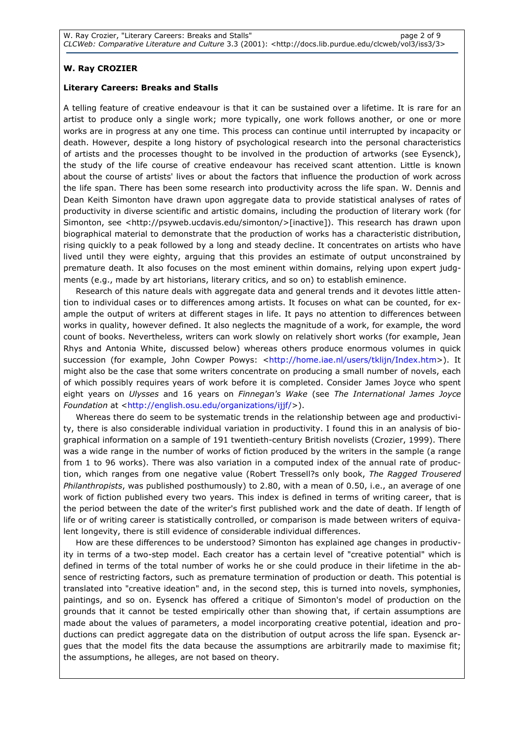**W. Ray CROZIER**

## Literary Careers: Breaks and Stalls

A telling feature of creative endeavour is that it can be sustained over a lifetime. It is rare for an artist to produce only a single work; more typically, one work follows another, or one or more works are in progress at any one time. This process can continue until interrupted by incapacity or death. However, despite a long history of psychological research into the personal characteristics of artists and the processes thought to be involved in the production of artworks (see Eysenck), the study of the life course of creative endeavour has received scant attention. Little is known about the course of artists' lives or about the factors that influence the production of work across the life span. There has been some research into productivity across the life span. W. Dennis and Dean Keith Simonton have drawn upon aggregate data to provide statistical analyses of rates of productivity in diverse scientific and artistic domains, including the production of literary work (for Simonton, see <http://psyweb.ucdavis.edu/simonton/>[inactive]). This research has drawn upon biographical material to demonstrate that the production of works has a characteristic distribution, rising quickly to a peak followed by a long and steady decline. It concentrates on artists who have lived until they were eighty, arguing that this provides an estimate of output unconstrained by premature death. It also focuses on the most eminent within domains, relying upon expert judgments (e.g., made by art historians, literary critics, and so on) to establish eminence.

Research of this nature deals with aggregate data and general trends and it devotes little attention to individual cases or to differences among artists. It focuses on what can be counted, for example the output of writers at different stages in life. It pays no attention to differences between works in quality, however defined. It also neglects the magnitude of a work, for example, the word count of books. Nevertheless, writers can work slowly on relatively short works (for example, Jean Rhys and Antonia White, discussed below) whereas others produce enormous volumes in quick succession (for example, John Cowper Powys: <http://home.iae.nl/users/tklijn/Index.htm>). It might also be the case that some writers concentrate on producing a small number of novels, each of which possibly requires years of work before it is completed. Consider James Joyce who spent eight years on *Ulysses* and 16 years on *Finnegan's Wake* (see *The International James Joyce Foundation* at <http://english.osu.edu/organizations/ijjf/>).

Whereas there do seem to be systematic trends in the relationship between age and productivity, there is also considerable individual variation in productivity. I found this in an analysis of biographical information on a sample of 191 twentieth-century British novelists (Crozier, 1999). There was a wide range in the number of works of fiction produced by the writers in the sample (a range from 1 to 96 works). There was also variation in a computed index of the annual rate of production, which ranges from one negative value (Robert Tressell?s only book, *The Ragged Trousered Philanthropists*, was published posthumously) to 2.80, with a mean of 0.50, i.e., an average of one work of fiction published every two years. This index is defined in terms of writing career, that is the period between the date of the writer's first published work and the date of death. If length of life or of writing career is statistically controlled, or comparison is made between writers of equivalent longevity, there is still evidence of considerable individual differences.

How are these differences to be understood? Simonton has explained age changes in productivity in terms of a two-step model. Each creator has a certain level of "creative potential" which is defined in terms of the total number of works he or she could produce in their lifetime in the absence of restricting factors, such as premature termination of production or death. This potential is translated into "creative ideation" and, in the second step, this is turned into novels, symphonies, paintings, and so on. Eysenck has offered a critique of Simonton's model of production on the grounds that it cannot be tested empirically other than showing that, if certain assumptions are made about the values of parameters, a model incorporating creative potential, ideation and productions can predict aggregate data on the distribution of output across the life span. Eysenck argues that the model fits the data because the assumptions are arbitrarily made to maximise fit; the assumptions, he alleges, are not based on theory.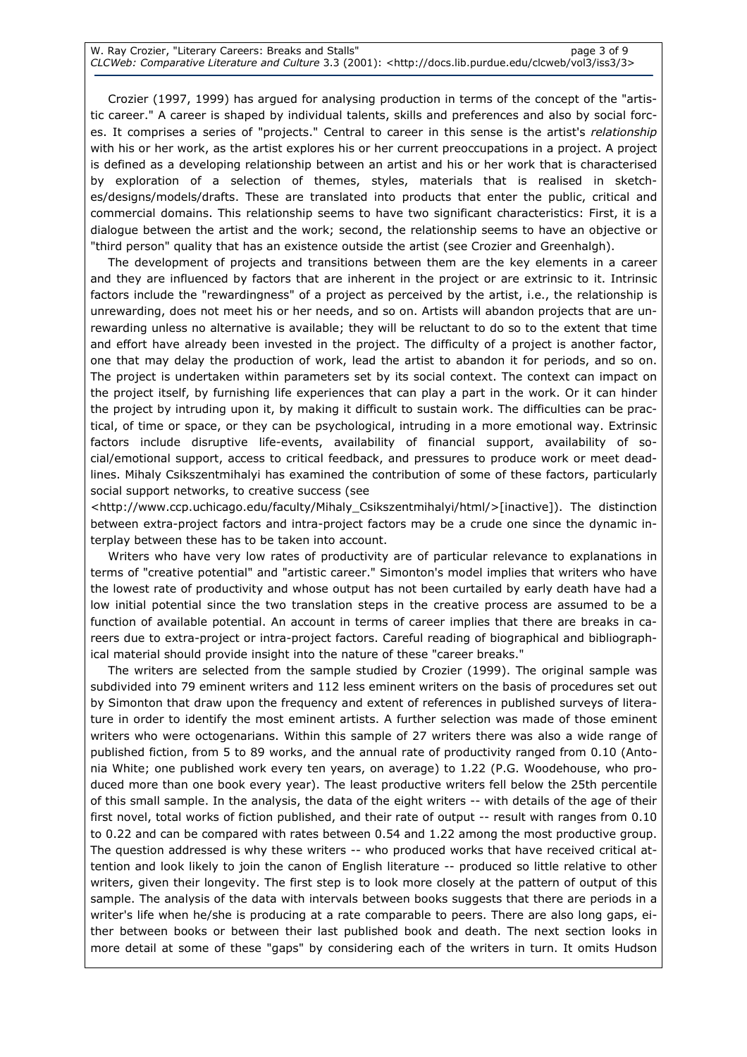Crozier (1997, 1999) has argued for analysing production in terms of the concept of the "artistic career." A career is shaped by individual talents, skills and preferences and also by social forces. It comprises a series of "projects." Central to career in this sense is the artist's *relationship* with his or her work, as the artist explores his or her current preoccupations in a project. A project is defined as a developing relationship between an artist and his or her work that is characterised by exploration of a selection of themes, styles, materials that is realised in sketches/designs/models/drafts. These are translated into products that enter the public, critical and commercial domains. This relationship seems to have two significant characteristics: First, it is a dialogue between the artist and the work; second, the relationship seems to have an objective or "third person" quality that has an existence outside the artist (see Crozier and Greenhalgh).

The development of projects and transitions between them are the key elements in a career and they are influenced by factors that are inherent in the project or are extrinsic to it. Intrinsic factors include the "rewardingness" of a project as perceived by the artist, i.e., the relationship is unrewarding, does not meet his or her needs, and so on. Artists will abandon projects that are unrewarding unless no alternative is available; they will be reluctant to do so to the extent that time and effort have already been invested in the project. The difficulty of a project is another factor, one that may delay the production of work, lead the artist to abandon it for periods, and so on. The project is undertaken within parameters set by its social context. The context can impact on the project itself, by furnishing life experiences that can play a part in the work. Or it can hinder the project by intruding upon it, by making it difficult to sustain work. The difficulties can be practical, of time or space, or they can be psychological, intruding in a more emotional way. Extrinsic factors include disruptive life-events, availability of financial support, availability of social/emotional support, access to critical feedback, and pressures to produce work or meet deadlines. Mihaly Csikszentmihalyi has examined the contribution of some of these factors, particularly social support networks, to creative success (see <http://www.ccp.uchicago.edu/faculty/Mihaly_Csikszentmihalyi/html/>[inactive]). The distinction between extra-project factors and intra-project factors may be a crude one since the dynamic interplay between these has to be taken into account.

Writers who have very low rates of productivity are of particular relevance to explanations in terms of "creative potential" and "artistic career." Simonton's model implies that writers who have the lowest rate of productivity and whose output has not been curtailed by early death have had a low initial potential since the two translation steps in the creative process are assumed to be a function of available potential. An account in terms of career implies that there are breaks in careers due to extra-project or intra-project factors. Careful reading of biographical and bibliographical material should provide insight into the nature of these "career breaks."

The writers are selected from the sample studied by Crozier (1999). The original sample was subdivided into 79 eminent writers and 112 less eminent writers on the basis of procedures set out by Simonton that draw upon the frequency and extent of references in published surveys of literature in order to identify the most eminent artists. A further selection was made of those eminent writers who were octogenarians. Within this sample of 27 writers there was also a wide range of published fiction, from 5 to 89 works, and the annual rate of productivity ranged from 0.10 (Antonia White; one published work every ten years, on average) to 1.22 (P.G. Woodehouse, who produced more than one book every year). The least productive writers fell below the 25th percentile of this small sample. In the analysis, the data of the eight writers -- with details of the age of their first novel, total works of fiction published, and their rate of output -- result with ranges from 0.10 to 0.22 and can be compared with rates between 0.54 and 1.22 among the most productive group. The question addressed is why these writers -- who produced works that have received critical attention and look likely to join the canon of English literature -- produced so little relative to other writers, given their longevity. The first step is to look more closely at the pattern of output of this sample. The analysis of the data with intervals between books suggests that there are periods in a writer's life when he/she is producing at a rate comparable to peers. There are also long gaps, either between books or between their last published book and death. The next section looks in more detail at some of these "gaps" by considering each of the writers in turn. It omits Hudson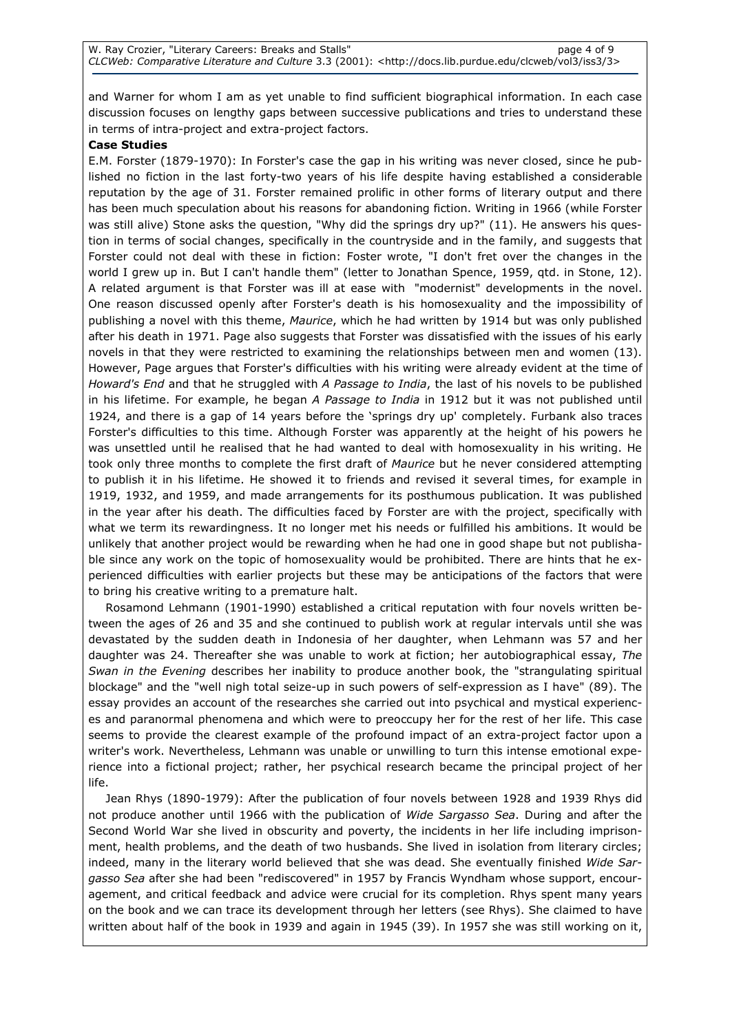and Warner for whom I am as yet unable to find sufficient biographical information. In each case discussion focuses on lengthy gaps between successive publications and tries to understand these in terms of intra-project and extra-project factors.

**Case Studies**

E.M. Forster (1879-1970): In Forster's case the gap in his writing was never closed, since he published no fiction in the last forty-two years of his life despite having established a considerable reputation by the age of 31. Forster remained prolific in other forms of literary output and there has been much speculation about his reasons for abandoning fiction. Writing in 1966 (while Forster was still alive) Stone asks the question, "Why did the springs dry up?" (11). He answers his question in terms of social changes, specifically in the countryside and in the family, and suggests that Forster could not deal with these in fiction: Foster wrote, "I don't fret over the changes in the world I grew up in. But I can't handle them" (letter to Jonathan Spence, 1959, qtd. in Stone, 12). A related argument is that Forster was ill at ease with "modernist" developments in the novel. One reason discussed openly after Forster's death is his homosexuality and the impossibility of publishing a novel with this theme, *Maurice*, which he had written by 1914 but was only published after his death in 1971. Page also suggests that Forster was dissatisfied with the issues of his early novels in that they were restricted to examining the relationships between men and women (13). However, Page argues that Forster's difficulties with his writing were already evident at the time of *Howard's End* and that he struggled with *A Passage to India*, the last of his novels to be published in his lifetime. For example, he began *A Passage to India* in 1912 but it was not published until 1924, and there is a gap of 14 years before the 'springs dry up' completely. Furbank also traces Forster's difficulties to this time. Although Forster was apparently at the height of his powers he was unsettled until he realised that he had wanted to deal with homosexuality in his writing. He took only three months to complete the first draft of *Maurice* but he never considered attempting to publish it in his lifetime. He showed it to friends and revised it several times, for example in 1919, 1932, and 1959, and made arrangements for its posthumous publication. It was published in the year after his death. The difficulties faced by Forster are with the project, specifically with what we term its rewardingness. It no longer met his needs or fulfilled his ambitions. It would be unlikely that another project would be rewarding when he had one in good shape but not publishable since any work on the topic of homosexuality would be prohibited. There are hints that he experienced difficulties with earlier projects but these may be anticipations of the factors that were to bring his creative writing to a premature halt.

Rosamond Lehmann (1901-1990) established a critical reputation with four novels written between the ages of 26 and 35 and she continued to publish work at regular intervals until she was devastated by the sudden death in Indonesia of her daughter, when Lehmann was 57 and her daughter was 24. Thereafter she was unable to work at fiction; her autobiographical essay, *The Swan in the Evening* describes her inability to produce another book, the "strangulating spiritual blockage" and the "well nigh total seize-up in such powers of self-expression as I have" (89). The essay provides an account of the researches she carried out into psychical and mystical experiences and paranormal phenomena and which were to preoccupy her for the rest of her life. This case seems to provide the clearest example of the profound impact of an extra-project factor upon a writer's work. Nevertheless, Lehmann was unable or unwilling to turn this intense emotional experience into a fictional project; rather, her psychical research became the principal project of her life.

Jean Rhys (1890-1979): After the publication of four novels between 1928 and 1939 Rhys did not produce another until 1966 with the publication of *Wide Sargasso Sea*. During and after the Second World War she lived in obscurity and poverty, the incidents in her life including imprisonment, health problems, and the death of two husbands. She lived in isolation from literary circles; indeed, many in the literary world believed that she was dead. She eventually finished *Wide Sargasso Sea* after she had been "rediscovered" in 1957 by Francis Wyndham whose support, encouragement, and critical feedback and advice were crucial for its completion. Rhys spent many years on the book and we can trace its development through her letters (see Rhys). She claimed to have written about half of the book in 1939 and again in 1945 (39). In 1957 she was still working on it,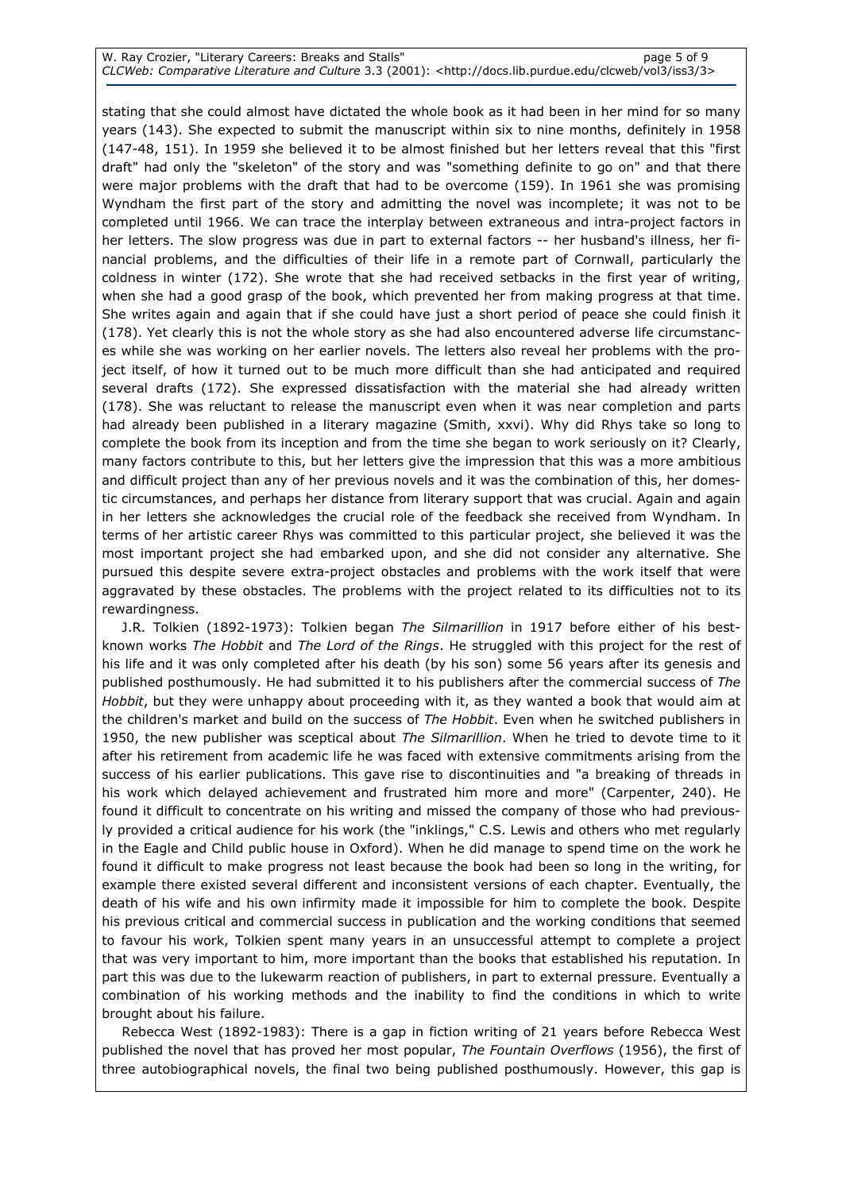stating that she could almost have dictated the whole book as it had been in her mind for so many years (143). She expected to submit the manuscript within six to nine months, definitely in 1958 (147-48, 151). In 1959 she believed it to be almost finished but her letters reveal that this "first draft" had only the "skeleton" of the story and was "something definite to go on" and that there were major problems with the draft that had to be overcome (159). In 1961 she was promising Wyndham the first part of the story and admitting the novel was incomplete; it was not to be completed until 1966. We can trace the interplay between extraneous and intra-project factors in her letters. The slow progress was due in part to external factors -- her husband's illness, her financial problems, and the difficulties of their life in a remote part of Cornwall, particularly the coldness in winter (172). She wrote that she had received setbacks in the first year of writing, when she had a good grasp of the book, which prevented her from making progress at that time. She writes again and again that if she could have just a short period of peace she could finish it (178). Yet clearly this is not the whole story as she had also encountered adverse life circumstances while she was working on her earlier novels. The letters also reveal her problems with the project itself, of how it turned out to be much more difficult than she had anticipated and required several drafts (172). She expressed dissatisfaction with the material she had already written (178). She was reluctant to release the manuscript even when it was near completion and parts had already been published in a literary magazine (Smith, xxvi). Why did Rhys take so long to complete the book from its inception and from the time she began to work seriously on it? Clearly, many factors contribute to this, but her letters give the impression that this was a more ambitious and difficult project than any of her previous novels and it was the combination of this, her domestic circumstances, and perhaps her distance from literary support that was crucial. Again and again in her letters she acknowledges the crucial role of the feedback she received from Wyndham. In terms of her artistic career Rhys was committed to this particular project, she believed it was the most important project she had embarked upon, and she did not consider any alternative. She pursued this despite severe extra-project obstacles and problems with the work itself that were aggravated by these obstacles. The problems with the project related to its difficulties not to its rewardingness.

J.R. Tolkien (1892-1973): Tolkien began *The Silmarillion* in 1917 before either of his best-known works *The Hobbit* and *The Lord of the Rings*. He struggled with this project for the rest of his life and it was only completed after his death (by his son) some 56 years after its genesis and published posthumously. He had submitted it to his publishers after the commercial success of *The Hobbit*, but they were unhappy about proceeding with it, as they wanted a book that would aim at the children's market and build on the success of *The Hobbit*. Even when he switched publishers in 1950, the new publisher was sceptical about *The Silmarillion*. When he tried to devote time to it after his retirement from academic life he was faced with extensive commitments arising from the success of his earlier publications. This gave rise to discontinuities and "a breaking of threads in his work which delayed achievement and frustrated him more and more" (Carpenter, 240). He found it difficult to concentrate on his writing and missed the company of those who had previously provided a critical audience for his work (the "inklings," C.S. Lewis and others who met regularly in the Eagle and Child public house in Oxford). When he did manage to spend time on the work he found it difficult to make progress not least because the book had been so long in the writing, for example there existed several different and inconsistent versions of each chapter. Eventually, the death of his wife and his own infirmity made it impossible for him to complete the book. Despite his previous critical and commercial success in publication and the working conditions that seemed to favour his work, Tolkien spent many years in an unsuccessful attempt to complete a project that was very important to him, more important than the books that established his reputation. In part this was due to the lukewarm reaction of publishers, in part to external pressure. Eventually a combination of his working methods and the inability to find the conditions in which to write brought about his failure.

Rebecca West (1892-1983): There is a gap in fiction writing of 21 years before Rebecca West published the novel that has proved her most popular, *The Fountain Overflows* (1956), the first of three autobiographical novels, the final two being published posthumously. However, this gap is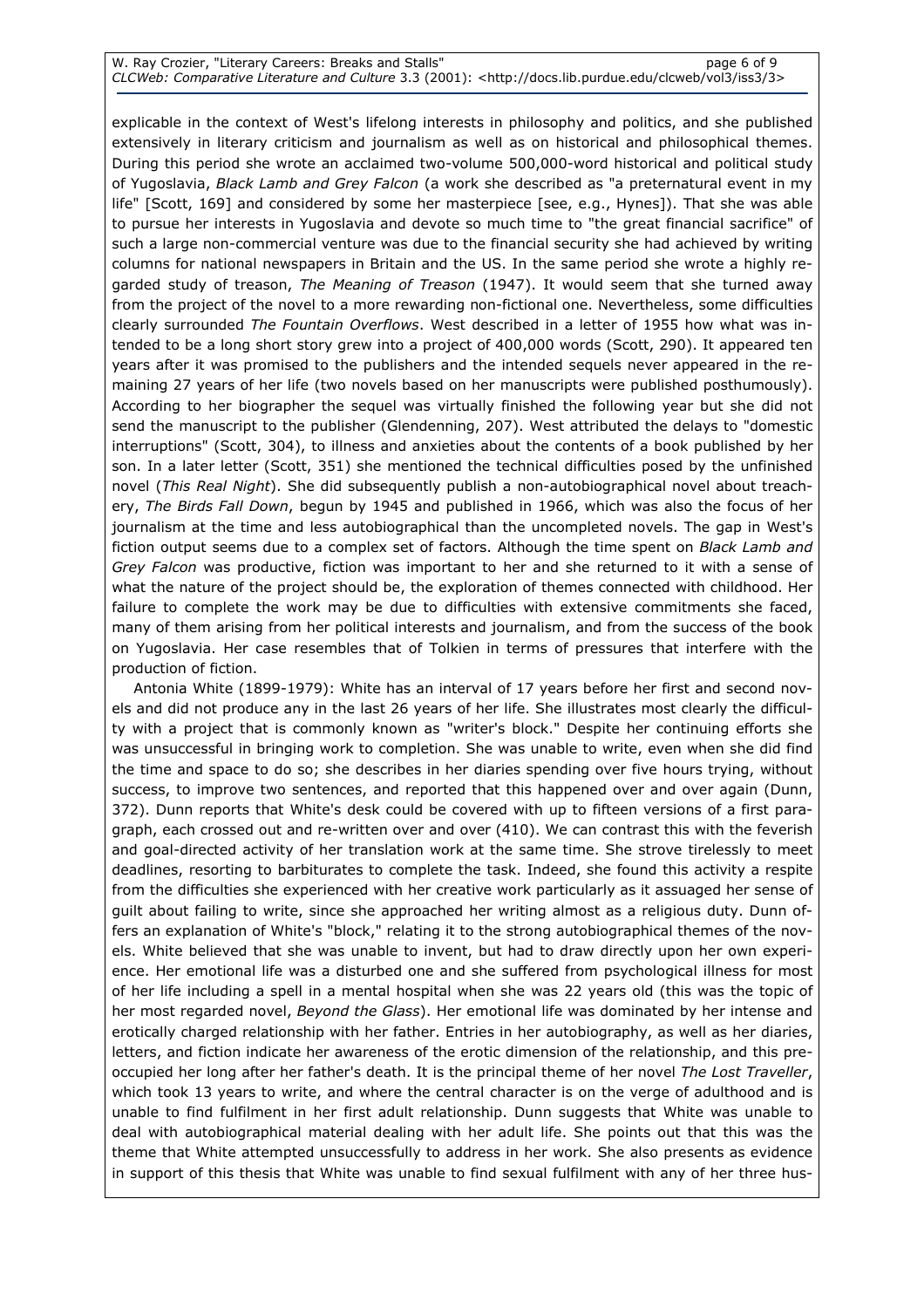explicable in the context of West's lifelong interests in philosophy and politics, and she published extensively in literary criticism and journalism as well as on historical and philosophical themes. During this period she wrote an acclaimed two-volume 500,000-word historical and political study of Yugoslavia, *Black Lamb and Grey Falcon* (a work she described as "a preternatural event in my life" [Scott, 169] and considered by some her masterpiece [see, e.g., Hynes]). That she was able to pursue her interests in Yugoslavia and devote so much time to "the great financial sacrifice" of such a large non-commercial venture was due to the financial security she had achieved by writing columns for national newspapers in Britain and the US. In the same period she wrote a highly regarded study of treason, *The Meaning of Treason* (1947). It would seem that she turned away from the project of the novel to a more rewarding non-fictional one. Nevertheless, some difficulties clearly surrounded *The Fountain Overflows*. West described in a letter of 1955 how what was intended to be a long short story grew into a project of 400,000 words (Scott, 290). It appeared ten years after it was promised to the publishers and the intended sequels never appeared in the remaining 27 years of her life (two novels based on her manuscripts were published posthumously). According to her biographer the sequel was virtually finished the following year but she did not send the manuscript to the publisher (Glendenning, 207). West attributed the delays to "domestic interruptions" (Scott, 304), to illness and anxieties about the contents of a book published by her son. In a later letter (Scott, 351) she mentioned the technical difficulties posed by the unfinished novel (*This Real Night*). She did subsequently publish a non-autobiographical novel about treachery, *The Birds Fall Down*, begun by 1945 and published in 1966, which was also the focus of her journalism at the time and less autobiographical than the uncompleted novels. The gap in West's fiction output seems due to a complex set of factors. Although the time spent on *Black Lamb and Grey Falcon* was productive, fiction was important to her and she returned to it with a sense of what the nature of the project should be, the exploration of themes connected with childhood. Her failure to complete the work may be due to difficulties with extensive commitments she faced, many of them arising from her political interests and journalism, and from the success of the book on Yugoslavia. Her case resembles that of Tolkien in terms of pressures that interfere with the production of fiction.

Antonia White (1899-1979): White has an interval of 17 years before her first and second novels and did not produce any in the last 26 years of her life. She illustrates most clearly the difficulty with a project that is commonly known as "writer's block." Despite her continuing efforts she was unsuccessful in bringing work to completion. She was unable to write, even when she did find the time and space to do so; she describes in her diaries spending over five hours trying, without success, to improve two sentences, and reported that this happened over and over again (Dunn, 372). Dunn reports that White's desk could be covered with up to fifteen versions of a first paragraph, each crossed out and re-written over and over (410). We can contrast this with the feverish and goal-directed activity of her translation work at the same time. She strove tirelessly to meet deadlines, resorting to barbiturates to complete the task. Indeed, she found this activity a respite from the difficulties she experienced with her creative work particularly as it assuaged her sense of guilt about failing to write, since she approached her writing almost as a religious duty. Dunn offers an explanation of White's "block," relating it to the strong autobiographical themes of the novels. White believed that she was unable to invent, but had to draw directly upon her own experience. Her emotional life was a disturbed one and she suffered from psychological illness for most of her life including a spell in a mental hospital when she was 22 years old (this was the topic of her most regarded novel, *Beyond the Glass*). Her emotional life was dominated by her intense and erotically charged relationship with her father. Entries in her autobiography, as well as her diaries, letters, and fiction indicate her awareness of the erotic dimension of the relationship, and this preoccupied her long after her father's death. It is the principal theme of her novel *The Lost Traveller*, which took 13 years to write, and where the central character is on the verge of adulthood and is unable to find fulfilment in her first adult relationship. Dunn suggests that White was unable to deal with autobiographical material dealing with her adult life. She points out that this was the theme that White attempted unsuccessfully to address in her work. She also presents as evidence in support of this thesis that White was unable to find sexual fulfilment with any of her three hus-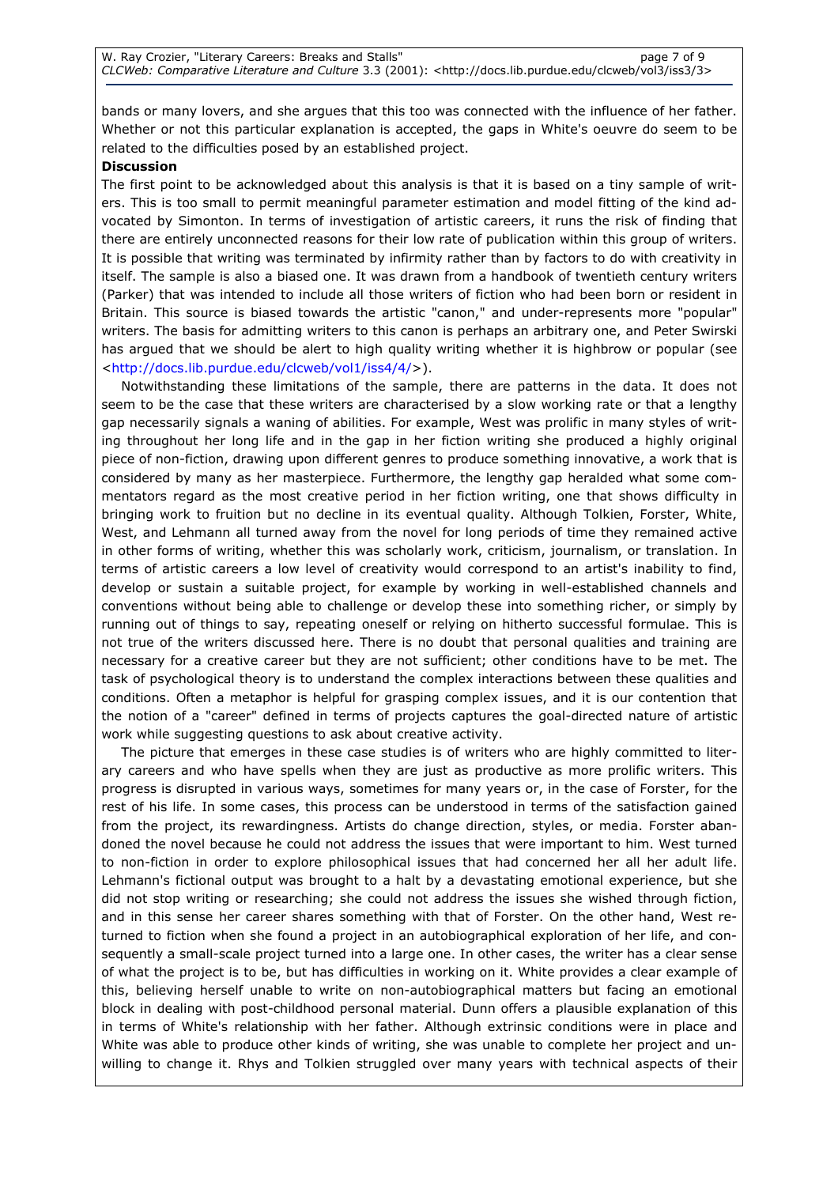bands or many lovers, and she argues that this too was connected with the influence of her father. Whether or not this particular explanation is accepted, the gaps in White's oeuvre do seem to be related to the difficulties posed by an established project.

**Discussion**

The first point to be acknowledged about this analysis is that it is based on a tiny sample of writers. This is too small to permit meaningful parameter estimation and model fitting of the kind advocated by Simonton. In terms of investigation of artistic careers, it runs the risk of finding that there are entirely unconnected reasons for their low rate of publication within this group of writers. It is possible that writing was terminated by infirmity rather than by factors to do with creativity in itself. The sample is also a biased one. It was drawn from a handbook of twentieth century writers (Parker) that was intended to include all those writers of fiction who had been born or resident in Britain. This source is biased towards the artistic "canon," and under-represents more "popular" writers. The basis for admitting writers to this canon is perhaps an arbitrary one, and Peter Swirski has argued that we should be alert to high quality writing whether it is highbrow or popular (see <http://docs.lib.purdue.edu/clcweb/vol1/iss4/4/>).

Notwithstanding these limitations of the sample, there are patterns in the data. It does not seem to be the case that these writers are characterised by a slow working rate or that a lengthy gap necessarily signals a waning of abilities. For example, West was prolific in many styles of writing throughout her long life and in the gap in her fiction writing she produced a highly original piece of non-fiction, drawing upon different genres to produce something innovative, a work that is considered by many as her masterpiece. Furthermore, the lengthy gap heralded what some commentators regard as the most creative period in her fiction writing, one that shows difficulty in bringing work to fruition but no decline in its eventual quality. Although Tolkien, Forster, White, West, and Lehmann all turned away from the novel for long periods of time they remained active in other forms of writing, whether this was scholarly work, criticism, journalism, or translation. In terms of artistic careers a low level of creativity would correspond to an artist's inability to find, develop or sustain a suitable project, for example by working in well-established channels and conventions without being able to challenge or develop these into something richer, or simply by running out of things to say, repeating oneself or relying on hitherto successful formulae. This is not true of the writers discussed here. There is no doubt that personal qualities and training are necessary for a creative career but they are not sufficient; other conditions have to be met. The task of psychological theory is to understand the complex interactions between these qualities and conditions. Often a metaphor is helpful for grasping complex issues, and it is our contention that the notion of a "career" defined in terms of projects captures the goal-directed nature of artistic work while suggesting questions to ask about creative activity.

The picture that emerges in these case studies is of writers who are highly committed to literary careers and who have spells when they are just as productive as more prolific writers. This progress is disrupted in various ways, sometimes for many years or, in the case of Forster, for the rest of his life. In some cases, this process can be understood in terms of the satisfaction gained from the project, its rewardingness. Artists do change direction, styles, or media. Forster abandoned the novel because he could not address the issues that were important to him. West turned to non-fiction in order to explore philosophical issues that had concerned her all her adult life. Lehmann's fictional output was brought to a halt by a devastating emotional experience, but she did not stop writing or researching; she could not address the issues she wished through fiction, and in this sense her career shares something with that of Forster. On the other hand, West returned to fiction when she found a project in an autobiographical exploration of her life, and consequently a small-scale project turned into a large one. In other cases, the writer has a clear sense of what the project is to be, but has difficulties in working on it. White provides a clear example of this, believing herself unable to write on non-autobiographical matters but facing an emotional block in dealing with post-childhood personal material. Dunn offers a plausible explanation of this in terms of White's relationship with her father. Although extrinsic conditions were in place and White was able to produce other kinds of writing, she was unable to complete her project and unwilling to change it. Rhys and Tolkien struggled over many years with technical aspects of their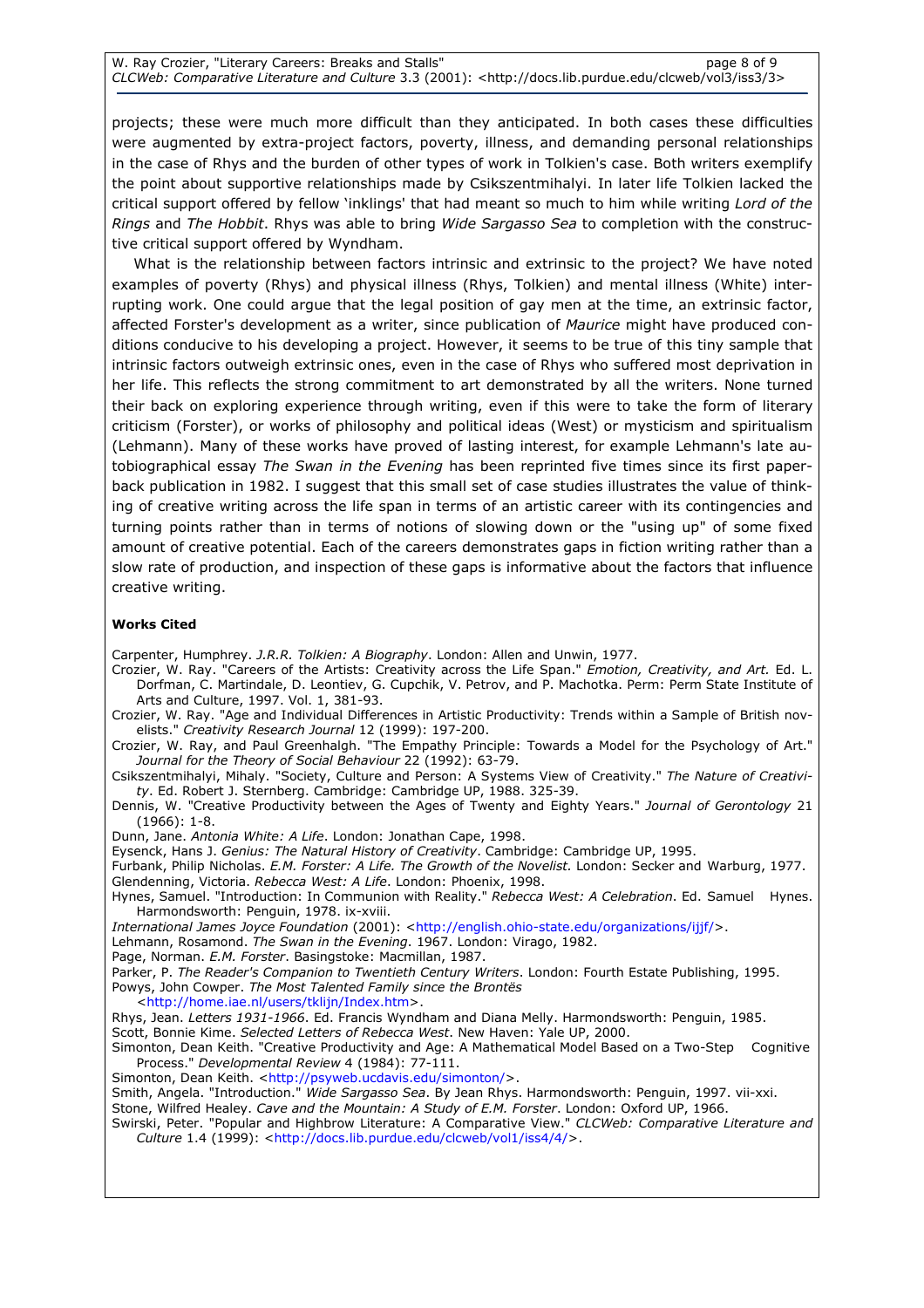projects; these were much more difficult than they anticipated. In both cases these difficulties were augmented by extra-project factors, poverty, illness, and demanding personal relationships in the case of Rhys and the burden of other types of work in Tolkien's case. Both writers exemplify the point about supportive relationships made by Csikszentmihalyi. In later life Tolkien lacked the critical support offered by fellow 'inklings' that had meant so much to him while writing *Lord of the Rings* and *The Hobbit*. Rhys was able to bring *Wide Sargasso Sea* to completion with the constructive critical support offered by Wyndham.

What is the relationship between factors intrinsic and extrinsic to the project? We have noted examples of poverty (Rhys) and physical illness (Rhys, Tolkien) and mental illness (White) interrupting work. One could argue that the legal position of gay men at the time, an extrinsic factor, affected Forster's development as a writer, since publication of *Maurice* might have produced conditions conducive to his developing a project. However, it seems to be true of this tiny sample that intrinsic factors outweigh extrinsic ones, even in the case of Rhys who suffered most deprivation in her life. This reflects the strong commitment to art demonstrated by all the writers. None turned their back on exploring experience through writing, even if this were to take the form of literary criticism (Forster), or works of philosophy and political ideas (West) or mysticism and spiritualism (Lehmann). Many of these works have proved of lasting interest, for example Lehmann's late autobiographical essay *The Swan in the Evening* has been reprinted five times since its first paperback publication in 1982. I suggest that this small set of case studies illustrates the value of thinking of creative writing across the life span in terms of an artistic career with its contingencies and turning points rather than in terms of notions of slowing down or the "using up" of some fixed amount of creative potential. Each of the careers demonstrates gaps in fiction writing rather than a slow rate of production, and inspection of these gaps is informative about the factors that influence creative writing.

**Works Cited**

Carpenter, Humphrey. *J.R.R. Tolkien: A Biography*. London: Allen and Unwin, 1977.

Crozier, W. Ray. "Careers of the Artists: Creativity across the Life Span." *Emotion, Creativity, and Art.* Ed. L. Dorfman, C. Martindale, D. Leontiev, G. Cupchik, V. Petrov, and P. Machotka. Perm: Perm State Institute of Arts and Culture, 1997. Vol. 1, 381-93.

Crozier, W. Ray. "Age and Individual Differences in Artistic Productivity: Trends within a Sample of British novelists." *Creativity Research Journal* 12 (1999): 197-200.

Crozier, W. Ray, and Paul Greenhalgh. "The Empathy Principle: Towards a Model for the Psychology of Art." *Journal for the Theory of Social Behaviour* 22 (1992): 63-79.

Csikszentmihalyi, Mihaly. "Society, Culture and Person: A Systems View of Creativity." *The Nature of Creativity*. Ed. Robert J. Sternberg. Cambridge: Cambridge UP, 1988. 325-39.

Dennis, W. "Creative Productivity between the Ages of Twenty and Eighty Years." *Journal of Gerontology* 21 (1966): 1-8.

Dunn, Jane. *Antonia White: A Life*. London: Jonathan Cape, 1998.

Eysenck, Hans J. *Genius: The Natural History of Creativity*. Cambridge: Cambridge UP, 1995.

Furbank, Philip Nicholas. *E.M. Forster: A Life. The Growth of the Novelist*. London: Secker and Warburg, 1977.

Glendenning, Victoria. *Rebecca West: A Life*. London: Phoenix, 1998.

Hynes, Samuel. "Introduction: In Communion with Reality." *Rebecca West: A Celebration*. Ed. Samuel Hynes. Harmondsworth: Penguin, 1978. ix-xviii.

*International James Joyce Foundation* (2001): <http://english.ohio-state.edu/organizations/ijjf/>.

Lehmann, Rosamond. *The Swan in the Evening*. 1967. London: Virago, 1982.

Page, Norman. *E.M. Forster*. Basingstoke: Macmillan, 1987.

Parker, P. *The Reader's Companion to Twentieth Century Writers*. London: Fourth Estate Publishing, 1995.

Powys, John Cowper. *The Most Talented Family since the Brontës* <http://home.iae.nl/users/tklijn/Index.htm>.

Rhys, Jean. *Letters 1931-1966*. Ed. Francis Wyndham and Diana Melly. Harmondsworth: Penguin, 1985.

Scott, Bonnie Kime. *Selected Letters of Rebecca West*. New Haven: Yale UP, 2000.

Simonton, Dean Keith. "Creative Productivity and Age: A Mathematical Model Based on a Two-Step Cognitive Process." *Developmental Review* 4 (1984): 77-111.

Simonton, Dean Keith. <http://psyweb.ucdavis.edu/simonton/>.

Smith, Angela. "Introduction." *Wide Sargasso Sea*. By Jean Rhys. Harmondsworth: Penguin, 1997. vii-xxi.

Stone, Wilfred Healey. *Cave and the Mountain: A Study of E.M. Forster*. London: Oxford UP, 1966.

Swirski, Peter. "Popular and Highbrow Literature: A Comparative View." *CLCWeb: Comparative Literature and Culture* 1.4 (1999): <http://docs.lib.purdue.edu/clcweb/vol1/iss4/4/>.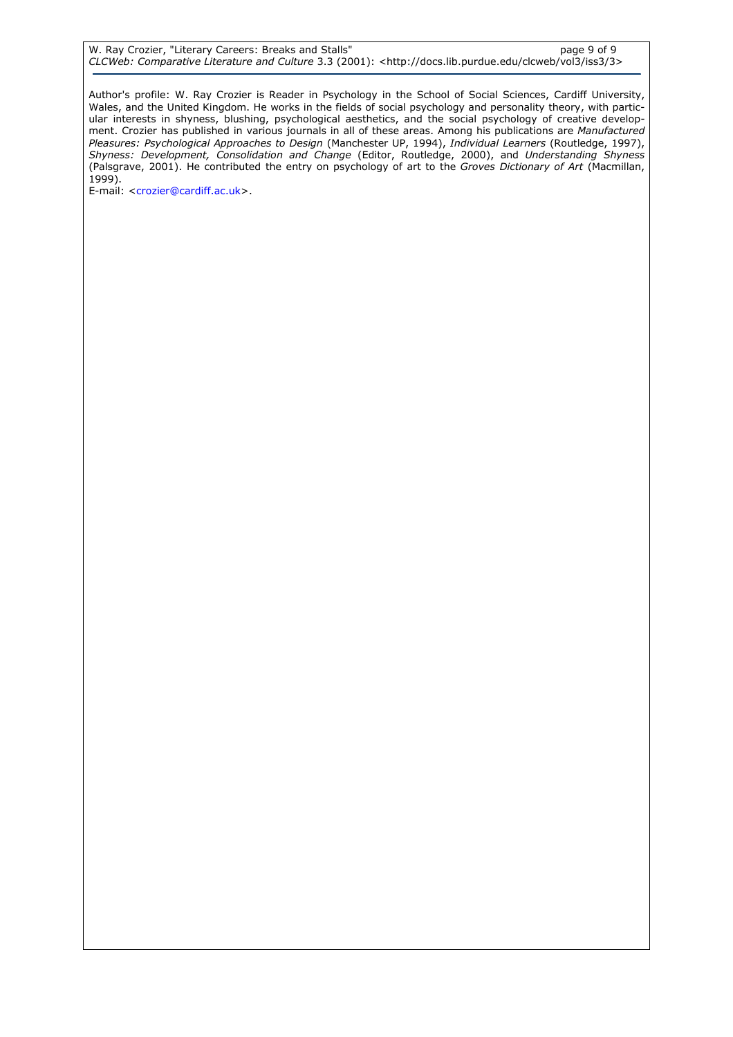Author's profile: W. Ray Crozier is Reader in Psychology in the School of Social Sciences, Cardiff University, Wales, and the United Kingdom. He works in the fields of social psychology and personality theory, with particular interests in shyness, blushing, psychological aesthetics, and the social psychology of creative development. Crozier has published in various journals in all of these areas. Among his publications are *Manufactured Pleasures: Psychological Approaches to Design* (Manchester UP, 1994), *Individual Learners* (Routledge, 1997), *Shyness: Development, Consolidation and Change* (Editor, Routledge, 2000), and *Understanding Shyness* (Palsgrave, 2001). He contributed the entry on psychology of art to the *Groves Dictionary of Art* (Macmillan, 1999).
E-mail: <crozier@cardiff.ac.uk>.